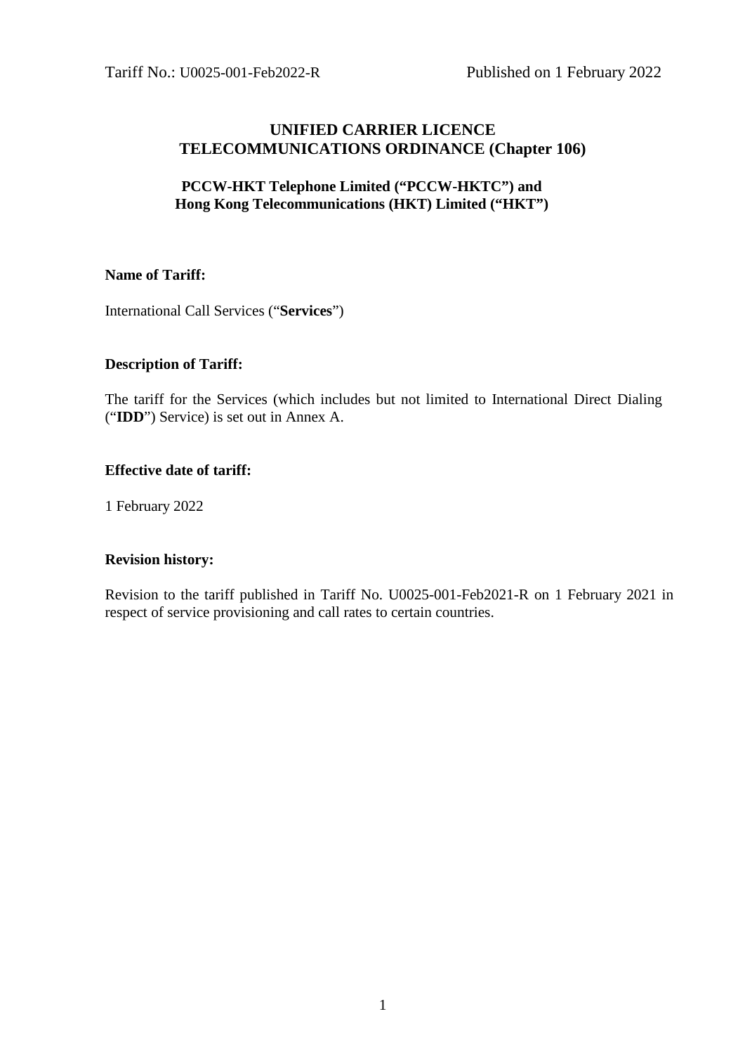Tariff No.: U0025-001-Feb2022-R Published on 1 February 2022

# UNIFIED CARRIER LICENCE
# TELECOMMUNICATIONS ORDINANCE (Chapter 106)

## PCCW-HKT Telephone Limited ("PCCW-HKTC") and Hong Kong Telecommunications (HKT) Limited ("HKT")

**Name of Tariff:**

International Call Services ("**Services**")

**Description of Tariff:**

The tariff for the Services (which includes but not limited to International Direct Dialing ("**IDD**") Service) is set out in Annex A.

**Effective date of tariff:**

1 February 2022

**Revision history:**

Revision to the tariff published in Tariff No. U0025-001-Feb2021-R on 1 February 2021 in respect of service provisioning and call rates to certain countries.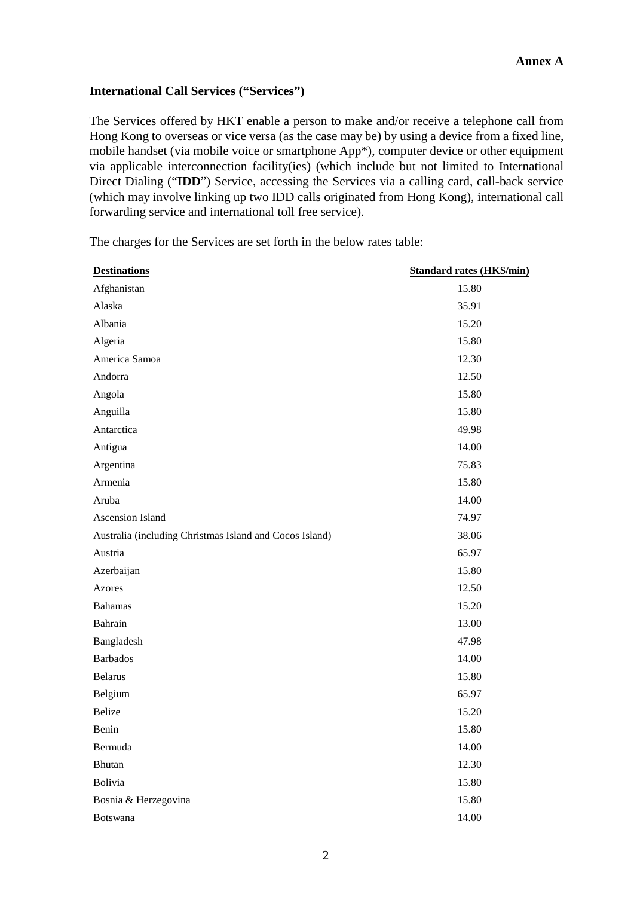**Annex A**

**International Call Services ("Services")**

The Services offered by HKT enable a person to make and/or receive a telephone call from Hong Kong to overseas or vice versa (as the case may be) by using a device from a fixed line, mobile handset (via mobile voice or smartphone App*), computer device or other equipment via applicable interconnection facility(ies) (which include but not limited to International Direct Dialing ("**IDD**") Service, accessing the Services via a calling card, call-back service (which may involve linking up two IDD calls originated from Hong Kong), international call forwarding service and international toll free service).

The charges for the Services are set forth in the below rates table:

| Destinations | Standard rates (HK$/min) |
|---|---|
| Afghanistan | 15.80 |
| Alaska | 35.91 |
| Albania | 15.20 |
| Algeria | 15.80 |
| America Samoa | 12.30 |
| Andorra | 12.50 |
| Angola | 15.80 |
| Anguilla | 15.80 |
| Antarctica | 49.98 |
| Antigua | 14.00 |
| Argentina | 75.83 |
| Armenia | 15.80 |
| Aruba | 14.00 |
| Ascension Island | 74.97 |
| Australia (including Christmas Island and Cocos Island) | 38.06 |
| Austria | 65.97 |
| Azerbaijan | 15.80 |
| Azores | 12.50 |
| Bahamas | 15.20 |
| Bahrain | 13.00 |
| Bangladesh | 47.98 |
| Barbados | 14.00 |
| Belarus | 15.80 |
| Belgium | 65.97 |
| Belize | 15.20 |
| Benin | 15.80 |
| Bermuda | 14.00 |
| Bhutan | 12.30 |
| Bolivia | 15.80 |
| Bosnia & Herzegovina | 15.80 |
| Botswana | 14.00 |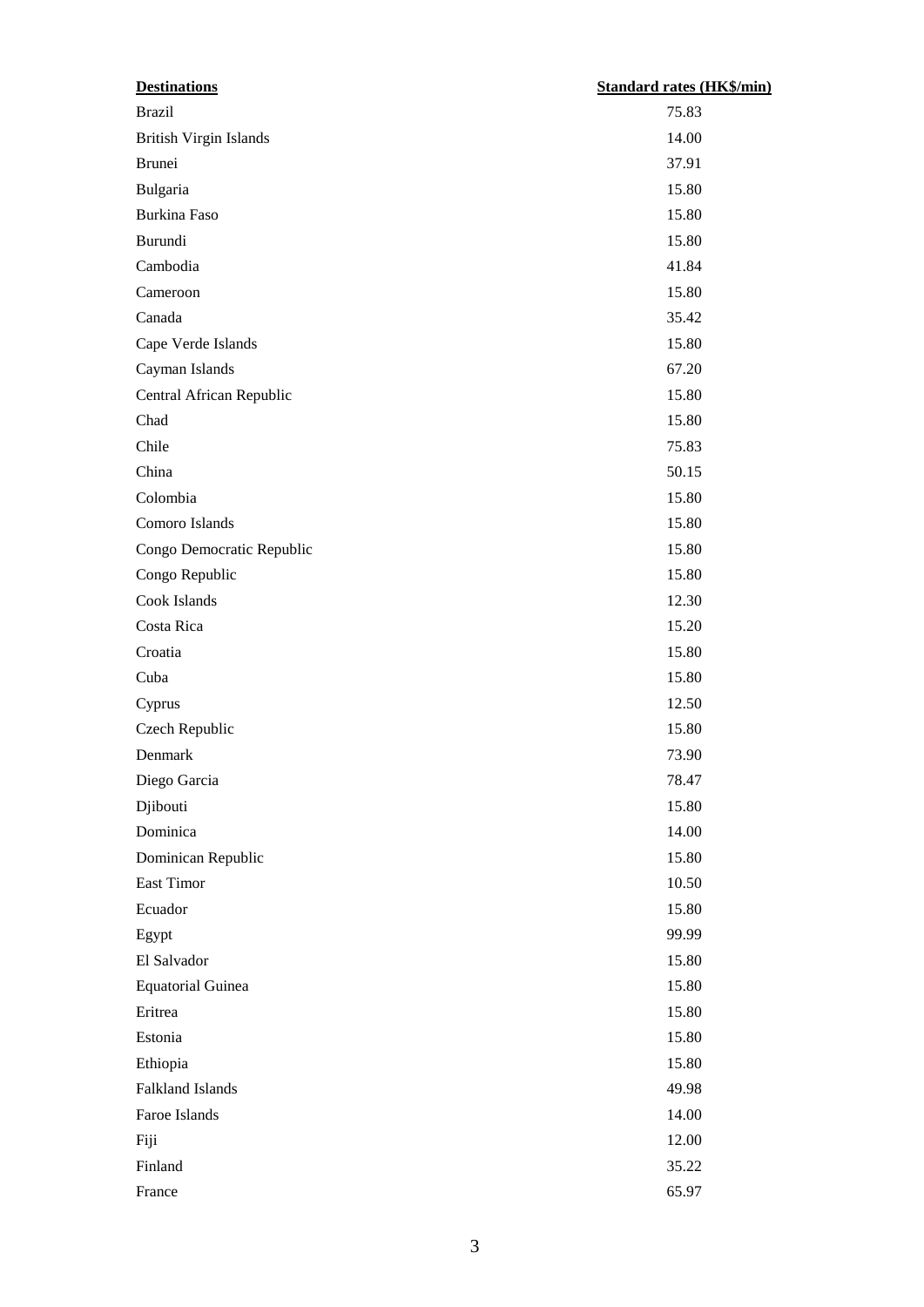| Destinations | Standard rates (HK$/min) |
| --- | --- |
| Brazil | 75.83 |
| British Virgin Islands | 14.00 |
| Brunei | 37.91 |
| Bulgaria | 15.80 |
| Burkina Faso | 15.80 |
| Burundi | 15.80 |
| Cambodia | 41.84 |
| Cameroon | 15.80 |
| Canada | 35.42 |
| Cape Verde Islands | 15.80 |
| Cayman Islands | 67.20 |
| Central African Republic | 15.80 |
| Chad | 15.80 |
| Chile | 75.83 |
| China | 50.15 |
| Colombia | 15.80 |
| Comoro Islands | 15.80 |
| Congo Democratic Republic | 15.80 |
| Congo Republic | 15.80 |
| Cook Islands | 12.30 |
| Costa Rica | 15.20 |
| Croatia | 15.80 |
| Cuba | 15.80 |
| Cyprus | 12.50 |
| Czech Republic | 15.80 |
| Denmark | 73.90 |
| Diego Garcia | 78.47 |
| Djibouti | 15.80 |
| Dominica | 14.00 |
| Dominican Republic | 15.80 |
| East Timor | 10.50 |
| Ecuador | 15.80 |
| Egypt | 99.99 |
| El Salvador | 15.80 |
| Equatorial Guinea | 15.80 |
| Eritrea | 15.80 |
| Estonia | 15.80 |
| Ethiopia | 15.80 |
| Falkland Islands | 49.98 |
| Faroe Islands | 14.00 |
| Fiji | 12.00 |
| Finland | 35.22 |
| France | 65.97 |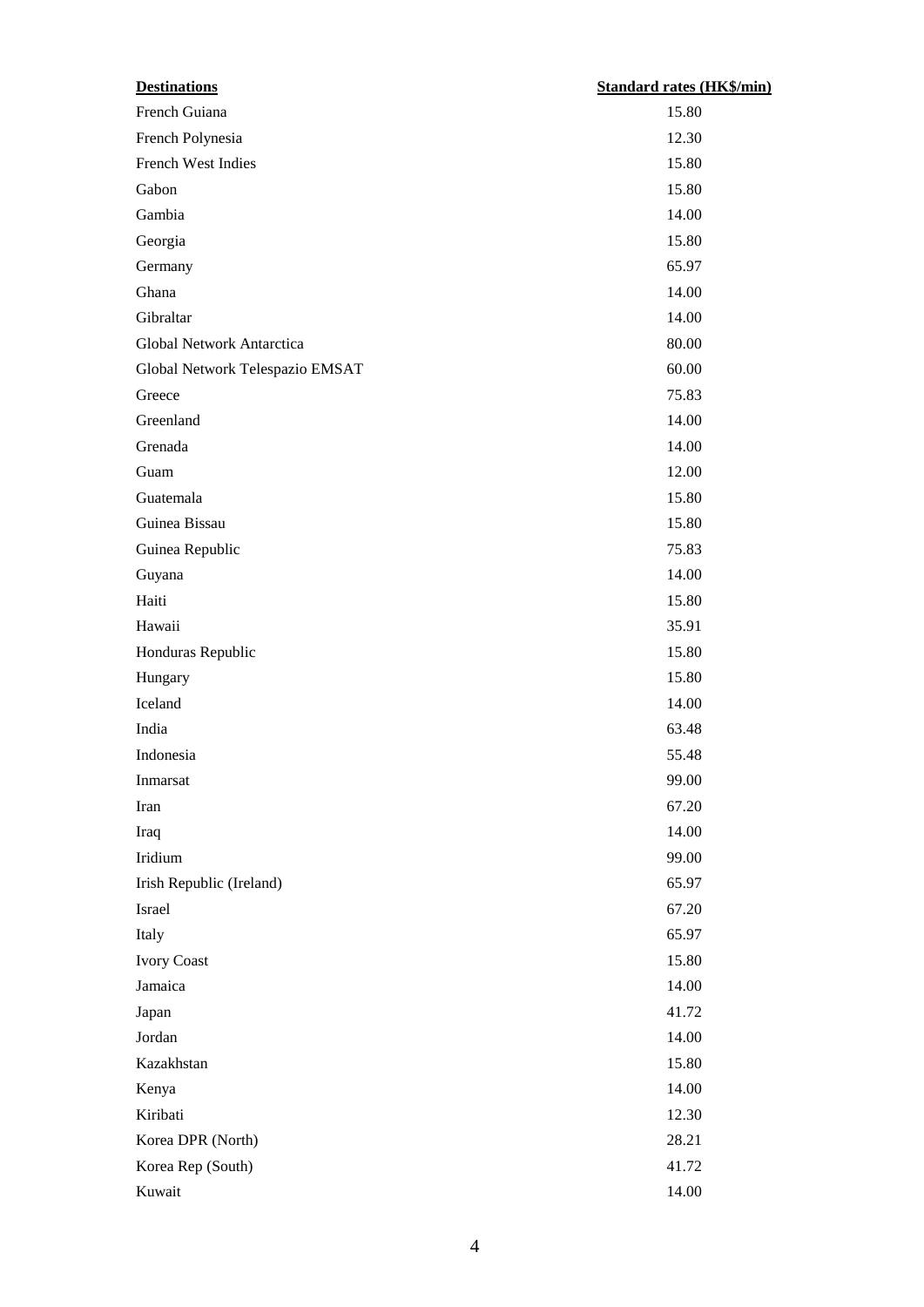| Destinations | Standard rates (HK$/min) |
|---|---|
| French Guiana | 15.80 |
| French Polynesia | 12.30 |
| French West Indies | 15.80 |
| Gabon | 15.80 |
| Gambia | 14.00 |
| Georgia | 15.80 |
| Germany | 65.97 |
| Ghana | 14.00 |
| Gibraltar | 14.00 |
| Global Network Antarctica | 80.00 |
| Global Network Telespazio EMSAT | 60.00 |
| Greece | 75.83 |
| Greenland | 14.00 |
| Grenada | 14.00 |
| Guam | 12.00 |
| Guatemala | 15.80 |
| Guinea Bissau | 15.80 |
| Guinea Republic | 75.83 |
| Guyana | 14.00 |
| Haiti | 15.80 |
| Hawaii | 35.91 |
| Honduras Republic | 15.80 |
| Hungary | 15.80 |
| Iceland | 14.00 |
| India | 63.48 |
| Indonesia | 55.48 |
| Inmarsat | 99.00 |
| Iran | 67.20 |
| Iraq | 14.00 |
| Iridium | 99.00 |
| Irish Republic (Ireland) | 65.97 |
| Israel | 67.20 |
| Italy | 65.97 |
| Ivory Coast | 15.80 |
| Jamaica | 14.00 |
| Japan | 41.72 |
| Jordan | 14.00 |
| Kazakhstan | 15.80 |
| Kenya | 14.00 |
| Kiribati | 12.30 |
| Korea DPR (North) | 28.21 |
| Korea Rep (South) | 41.72 |
| Kuwait | 14.00 |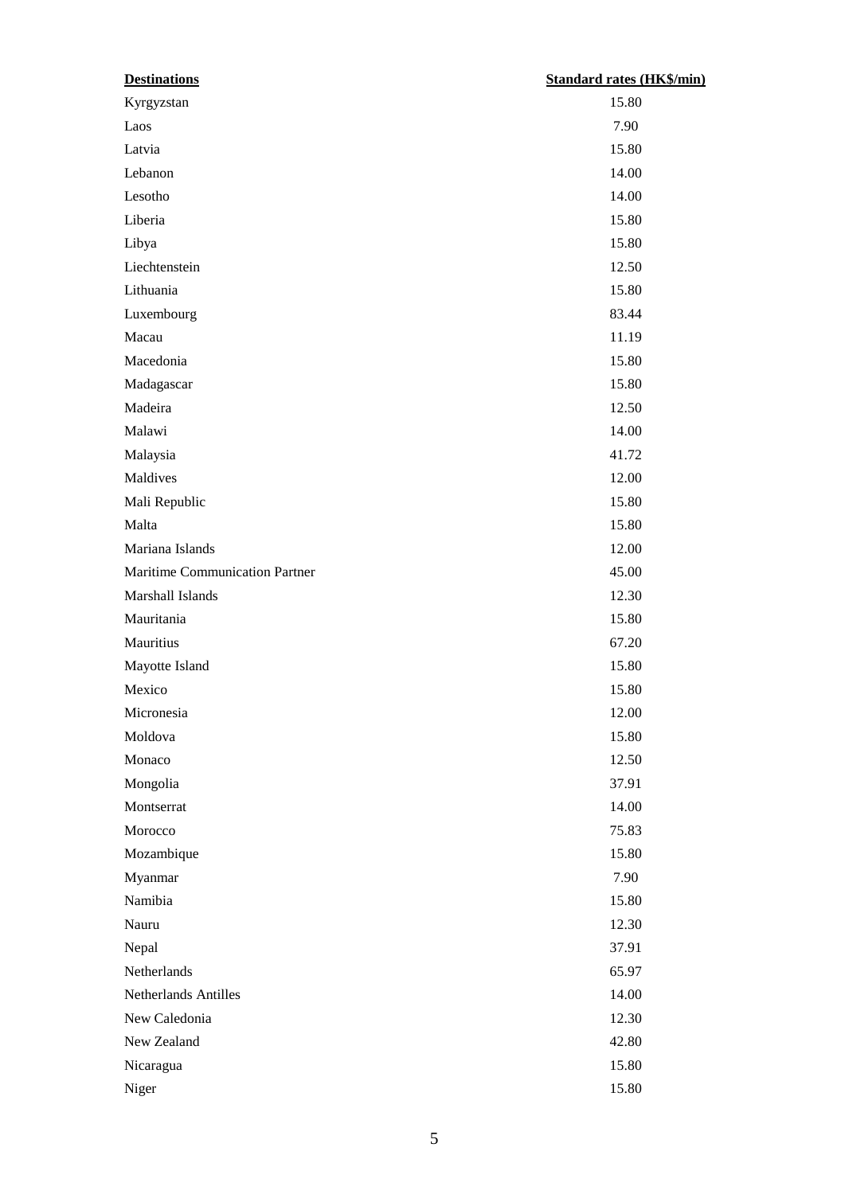| Destinations | Standard rates (HK$/min) |
| --- | --- |
| Kyrgyzstan | 15.80 |
| Laos | 7.90 |
| Latvia | 15.80 |
| Lebanon | 14.00 |
| Lesotho | 14.00 |
| Liberia | 15.80 |
| Libya | 15.80 |
| Liechtenstein | 12.50 |
| Lithuania | 15.80 |
| Luxembourg | 83.44 |
| Macau | 11.19 |
| Macedonia | 15.80 |
| Madagascar | 15.80 |
| Madeira | 12.50 |
| Malawi | 14.00 |
| Malaysia | 41.72 |
| Maldives | 12.00 |
| Mali Republic | 15.80 |
| Malta | 15.80 |
| Mariana Islands | 12.00 |
| Maritime Communication Partner | 45.00 |
| Marshall Islands | 12.30 |
| Mauritania | 15.80 |
| Mauritius | 67.20 |
| Mayotte Island | 15.80 |
| Mexico | 15.80 |
| Micronesia | 12.00 |
| Moldova | 15.80 |
| Monaco | 12.50 |
| Mongolia | 37.91 |
| Montserrat | 14.00 |
| Morocco | 75.83 |
| Mozambique | 15.80 |
| Myanmar | 7.90 |
| Namibia | 15.80 |
| Nauru | 12.30 |
| Nepal | 37.91 |
| Netherlands | 65.97 |
| Netherlands Antilles | 14.00 |
| New Caledonia | 12.30 |
| New Zealand | 42.80 |
| Nicaragua | 15.80 |
| Niger | 15.80 |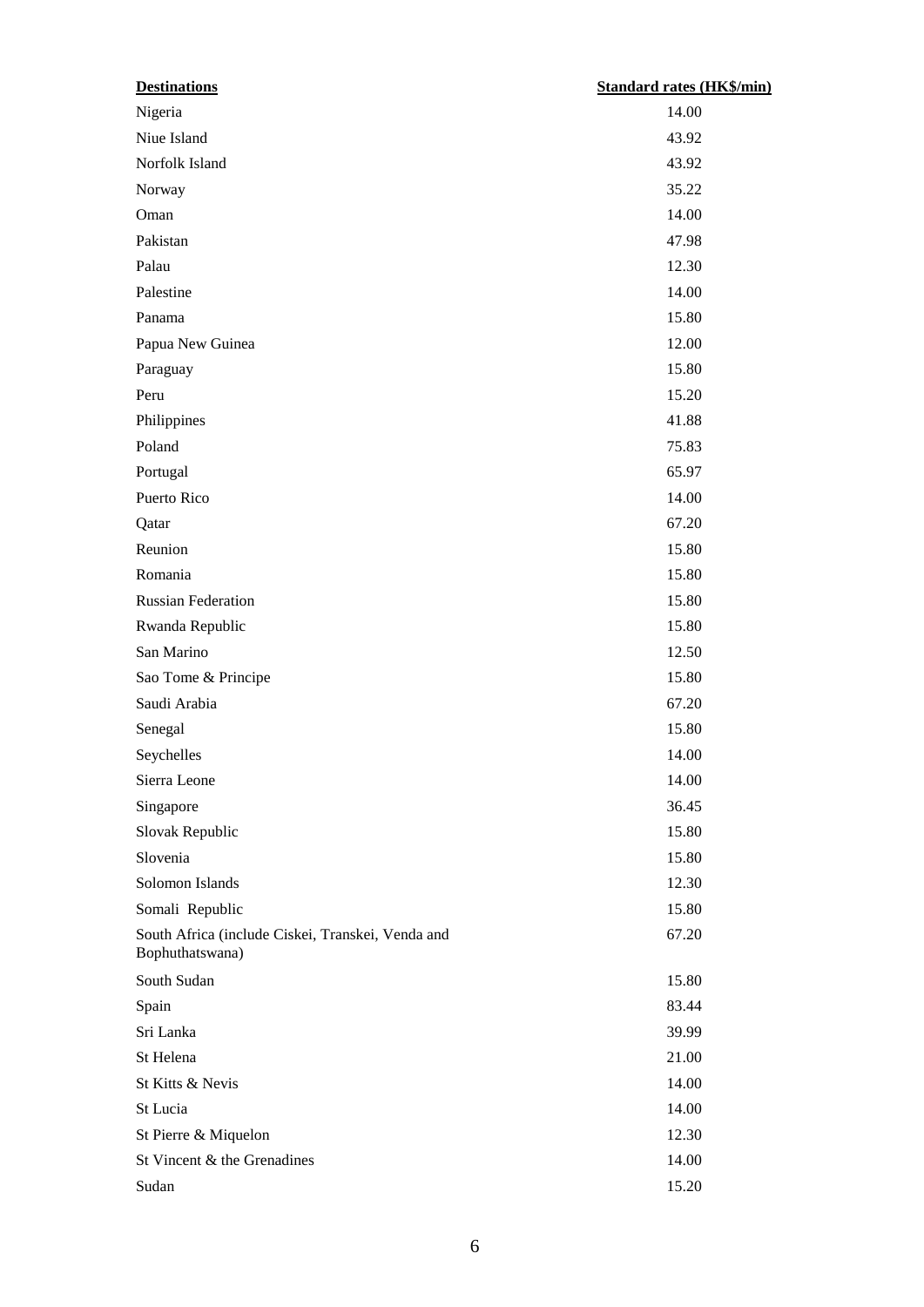| Destinations | Standard rates (HK$/min) |
|---|---|
| Nigeria | 14.00 |
| Niue Island | 43.92 |
| Norfolk Island | 43.92 |
| Norway | 35.22 |
| Oman | 14.00 |
| Pakistan | 47.98 |
| Palau | 12.30 |
| Palestine | 14.00 |
| Panama | 15.80 |
| Papua New Guinea | 12.00 |
| Paraguay | 15.80 |
| Peru | 15.20 |
| Philippines | 41.88 |
| Poland | 75.83 |
| Portugal | 65.97 |
| Puerto Rico | 14.00 |
| Qatar | 67.20 |
| Reunion | 15.80 |
| Romania | 15.80 |
| Russian Federation | 15.80 |
| Rwanda Republic | 15.80 |
| San Marino | 12.50 |
| Sao Tome & Principe | 15.80 |
| Saudi Arabia | 67.20 |
| Senegal | 15.80 |
| Seychelles | 14.00 |
| Sierra Leone | 14.00 |
| Singapore | 36.45 |
| Slovak Republic | 15.80 |
| Slovenia | 15.80 |
| Solomon Islands | 12.30 |
| Somali Republic | 15.80 |
| South Africa (include Ciskei, Transkei, Venda and Bophuthatswana) | 67.20 |
| South Sudan | 15.80 |
| Spain | 83.44 |
| Sri Lanka | 39.99 |
| St Helena | 21.00 |
| St Kitts & Nevis | 14.00 |
| St Lucia | 14.00 |
| St Pierre & Miquelon | 12.30 |
| St Vincent & the Grenadines | 14.00 |
| Sudan | 15.20 |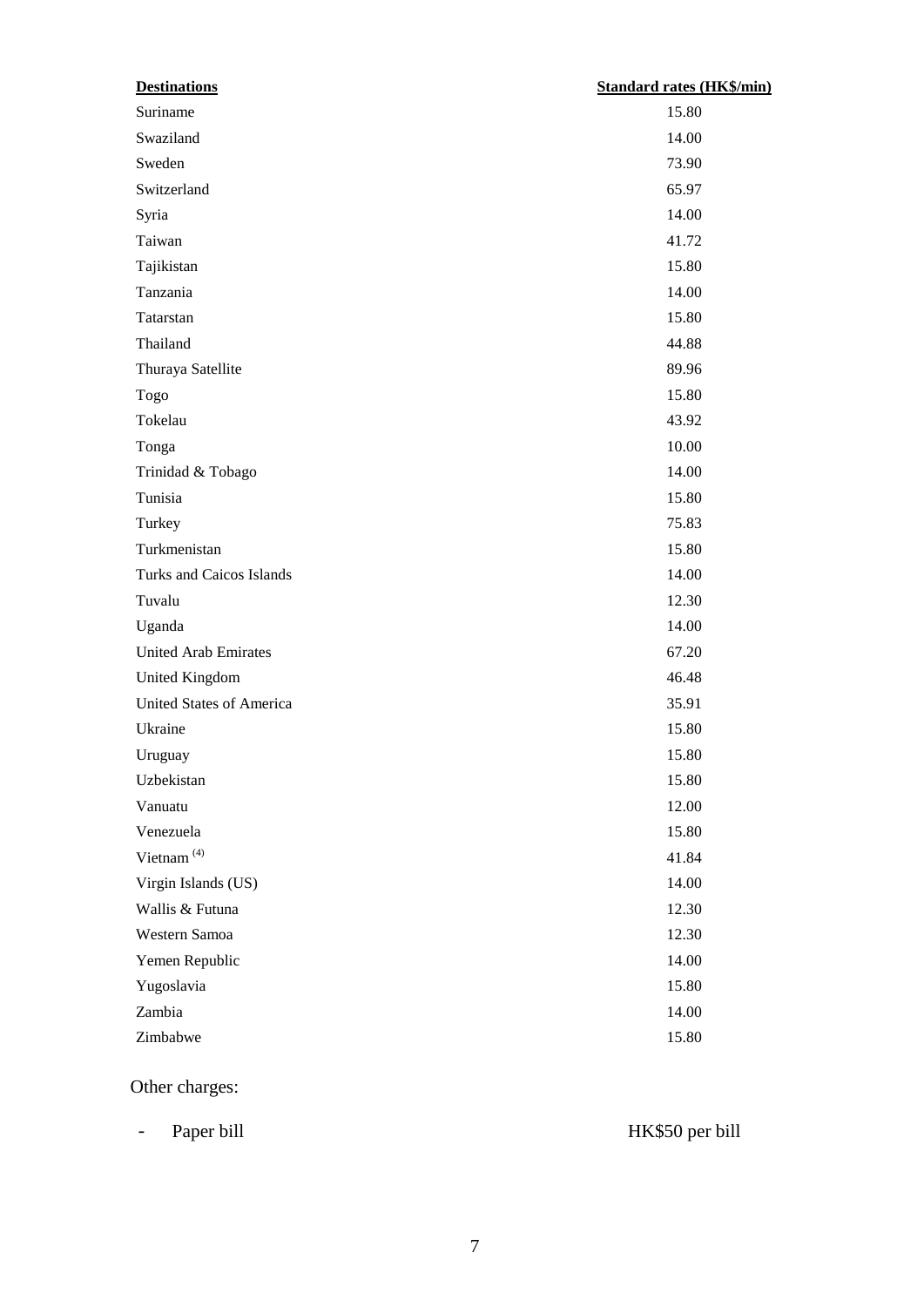| Destinations | Standard rates (HK$/min) |
|---|---|
| Suriname | 15.80 |
| Swaziland | 14.00 |
| Sweden | 73.90 |
| Switzerland | 65.97 |
| Syria | 14.00 |
| Taiwan | 41.72 |
| Tajikistan | 15.80 |
| Tanzania | 14.00 |
| Tatarstan | 15.80 |
| Thailand | 44.88 |
| Thuraya Satellite | 89.96 |
| Togo | 15.80 |
| Tokelau | 43.92 |
| Tonga | 10.00 |
| Trinidad & Tobago | 14.00 |
| Tunisia | 15.80 |
| Turkey | 75.83 |
| Turkmenistan | 15.80 |
| Turks and Caicos Islands | 14.00 |
| Tuvalu | 12.30 |
| Uganda | 14.00 |
| United Arab Emirates | 67.20 |
| United Kingdom | 46.48 |
| United States of America | 35.91 |
| Ukraine | 15.80 |
| Uruguay | 15.80 |
| Uzbekistan | 15.80 |
| Vanuatu | 12.00 |
| Venezuela | 15.80 |
| Vietnam (4) | 41.84 |
| Virgin Islands (US) | 14.00 |
| Wallis & Futuna | 12.30 |
| Western Samoa | 12.30 |
| Yemen Republic | 14.00 |
| Yugoslavia | 15.80 |
| Zambia | 14.00 |
| Zimbabwe | 15.80 |

Other charges:

- Paper bill HK$50 per bill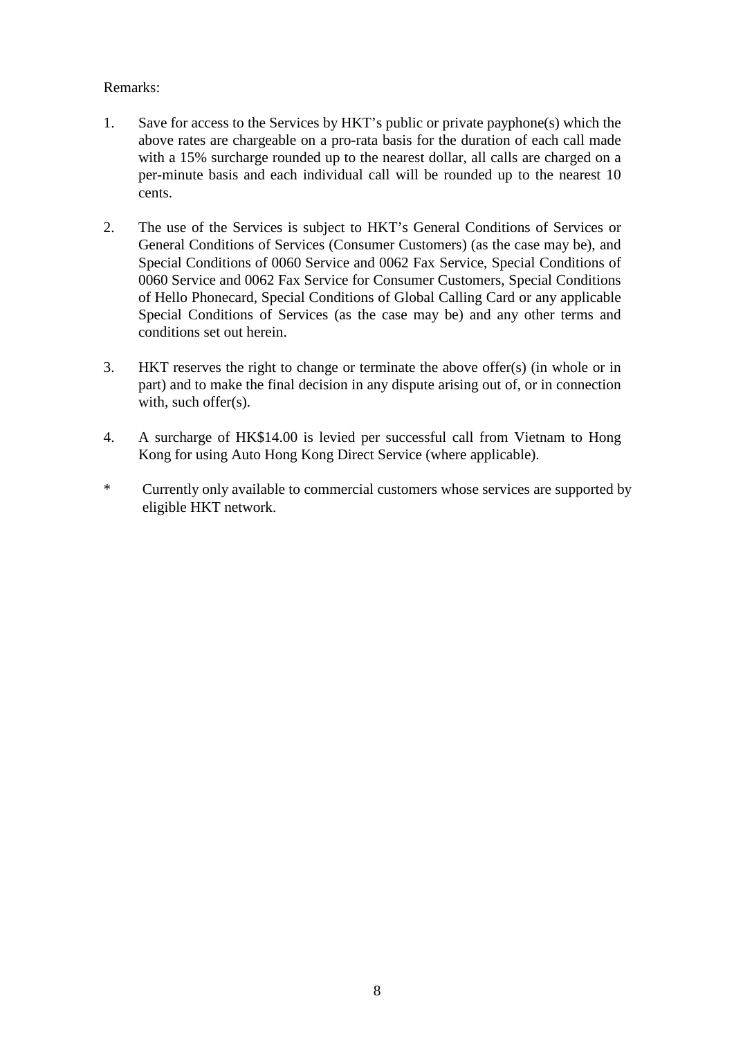Remarks:

1. Save for access to the Services by HKT's public or private payphone(s) which the above rates are chargeable on a pro-rata basis for the duration of each call made with a 15% surcharge rounded up to the nearest dollar, all calls are charged on a per-minute basis and each individual call will be rounded up to the nearest 10 cents.

2. The use of the Services is subject to HKT's General Conditions of Services or General Conditions of Services (Consumer Customers) (as the case may be), and Special Conditions of 0060 Service and 0062 Fax Service, Special Conditions of 0060 Service and 0062 Fax Service for Consumer Customers, Special Conditions of Hello Phonecard, Special Conditions of Global Calling Card or any applicable Special Conditions of Services (as the case may be) and any other terms and conditions set out herein.

3. HKT reserves the right to change or terminate the above offer(s) (in whole or in part) and to make the final decision in any dispute arising out of, or in connection with, such offer(s).

4. A surcharge of HK$14.00 is levied per successful call from Vietnam to Hong Kong for using Auto Hong Kong Direct Service (where applicable).

\* Currently only available to commercial customers whose services are supported by eligible HKT network.